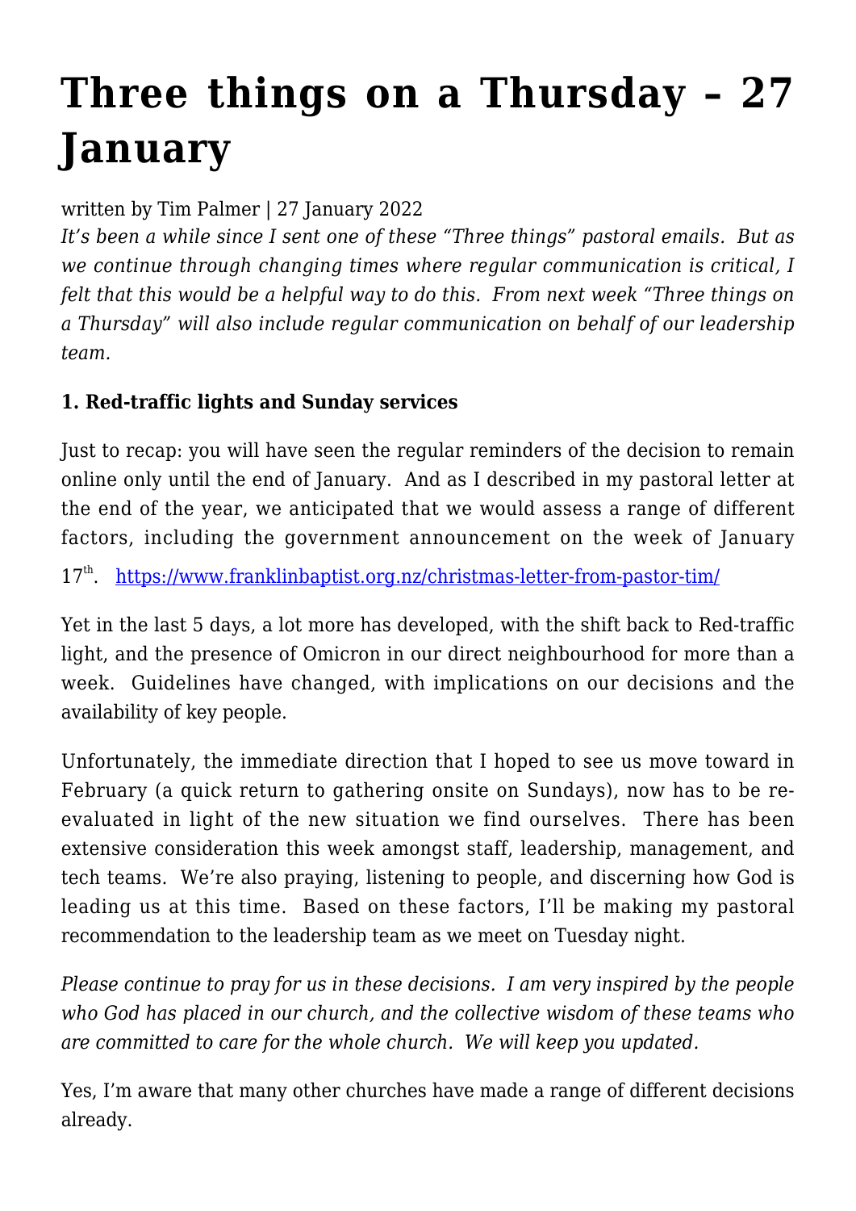# Three things on a Thursday – 27 January

written by Tim Palmer | 27 January 2022

*It's been a while since I sent one of these "Three things" pastoral emails. But as we continue through changing times where regular communication is critical, I felt that this would be a helpful way to do this. From next week "Three things on a Thursday" will also include regular communication on behalf of our leadership team.*

**1. Red-traffic lights and Sunday services**

Just to recap: you will have seen the regular reminders of the decision to remain online only until the end of January. And as I described in my pastoral letter at the end of the year, we anticipated that we would assess a range of different factors, including the government announcement on the week of January 17th. https://www.franklinbaptist.org.nz/christmas-letter-from-pastor-tim/

Yet in the last 5 days, a lot more has developed, with the shift back to Red-traffic light, and the presence of Omicron in our direct neighbourhood for more than a week. Guidelines have changed, with implications on our decisions and the availability of key people.

Unfortunately, the immediate direction that I hoped to see us move toward in February (a quick return to gathering onsite on Sundays), now has to be re-evaluated in light of the new situation we find ourselves. There has been extensive consideration this week amongst staff, leadership, management, and tech teams. We're also praying, listening to people, and discerning how God is leading us at this time. Based on these factors, I'll be making my pastoral recommendation to the leadership team as we meet on Tuesday night.

*Please continue to pray for us in these decisions. I am very inspired by the people who God has placed in our church, and the collective wisdom of these teams who are committed to care for the whole church. We will keep you updated.*

Yes, I'm aware that many other churches have made a range of different decisions already.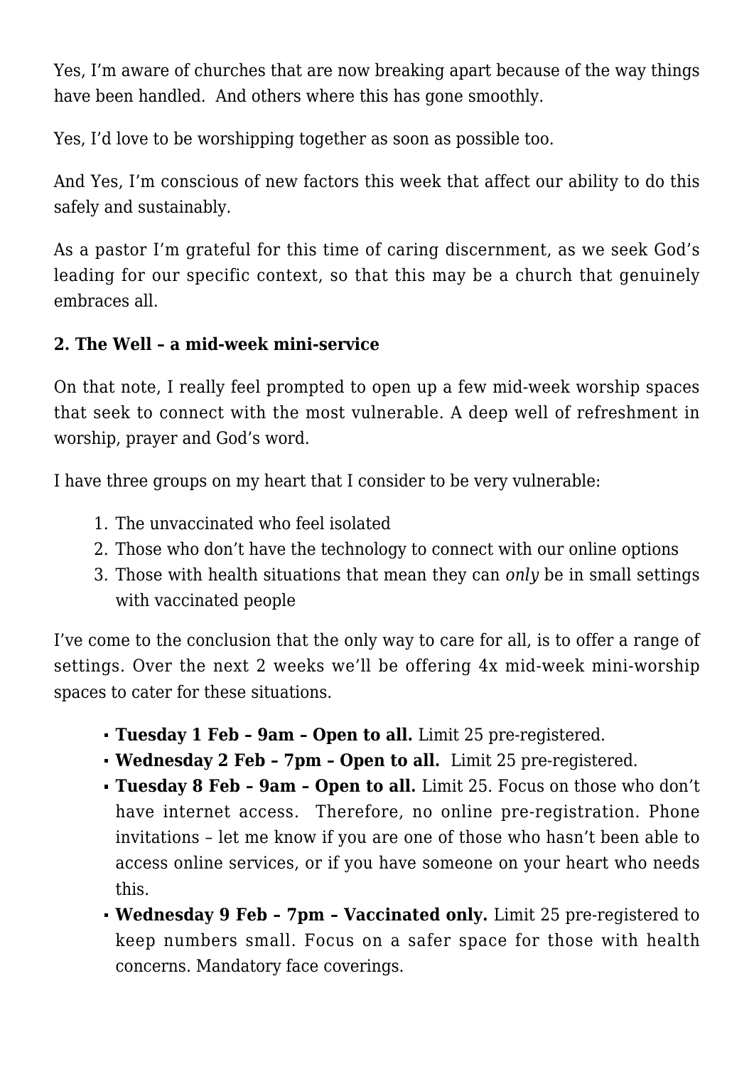Yes, I'm aware of churches that are now breaking apart because of the way things have been handled. And others where this has gone smoothly.

Yes, I'd love to be worshipping together as soon as possible too.

And Yes, I'm conscious of new factors this week that affect our ability to do this safely and sustainably.

As a pastor I'm grateful for this time of caring discernment, as we seek God's leading for our specific context, so that this may be a church that genuinely embraces all.

**2. The Well – a mid-week mini-service**

On that note, I really feel prompted to open up a few mid-week worship spaces that seek to connect with the most vulnerable. A deep well of refreshment in worship, prayer and God's word.

I have three groups on my heart that I consider to be very vulnerable:

1. The unvaccinated who feel isolated
2. Those who don't have the technology to connect with our online options
3. Those with health situations that mean they can *only* be in small settings with vaccinated people

I've come to the conclusion that the only way to care for all, is to offer a range of settings. Over the next 2 weeks we'll be offering 4x mid-week mini-worship spaces to cater for these situations.

- **Tuesday 1 Feb – 9am – Open to all.** Limit 25 pre-registered.
- **Wednesday 2 Feb – 7pm – Open to all.** Limit 25 pre-registered.
- **Tuesday 8 Feb – 9am – Open to all.** Limit 25. Focus on those who don't have internet access. Therefore, no online pre-registration. Phone invitations – let me know if you are one of those who hasn't been able to access online services, or if you have someone on your heart who needs this.
- **Wednesday 9 Feb – 7pm – Vaccinated only.** Limit 25 pre-registered to keep numbers small. Focus on a safer space for those with health concerns. Mandatory face coverings.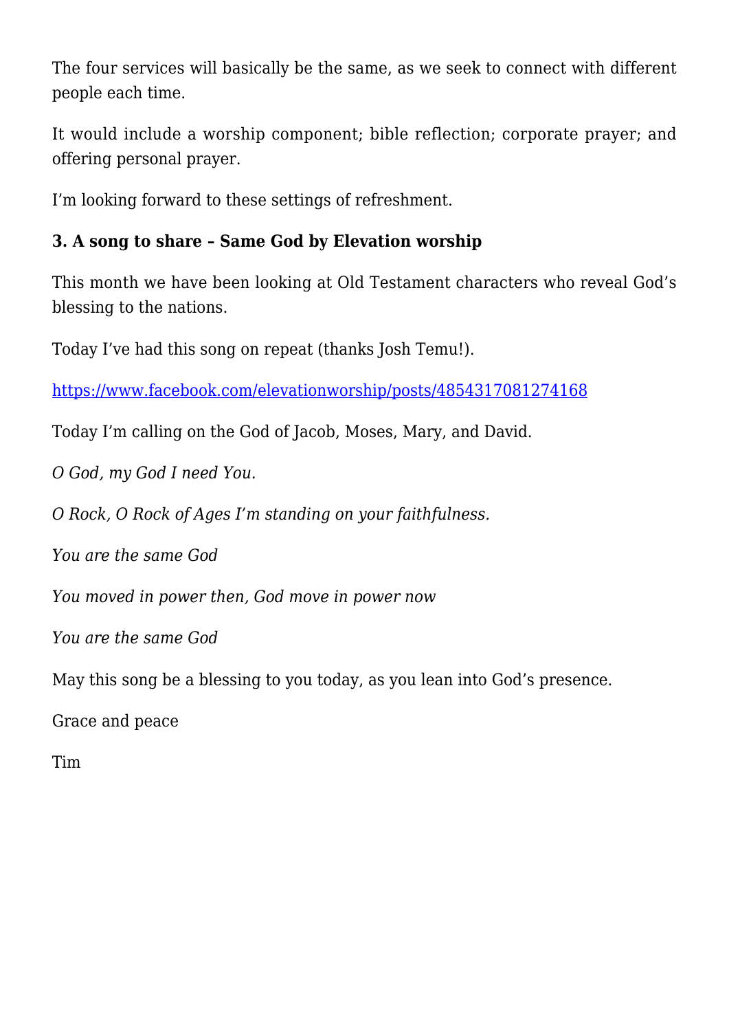The four services will basically be the same, as we seek to connect with different people each time.

It would include a worship component; bible reflection; corporate prayer; and offering personal prayer.

I'm looking forward to these settings of refreshment.

### 3. A song to share – Same God by Elevation worship

This month we have been looking at Old Testament characters who reveal God's blessing to the nations.

Today I've had this song on repeat (thanks Josh Temu!).

[https://www.facebook.com/elevationworship/posts/4854317081274168](https://www.facebook.com/elevationworship/posts/4854317081274168)

Today I'm calling on the God of Jacob, Moses, Mary, and David.

*O God, my God I need You.*

*O Rock, O Rock of Ages I'm standing on your faithfulness.*

*You are the same God*

*You moved in power then, God move in power now*

*You are the same God*

May this song be a blessing to you today, as you lean into God's presence.

Grace and peace

Tim